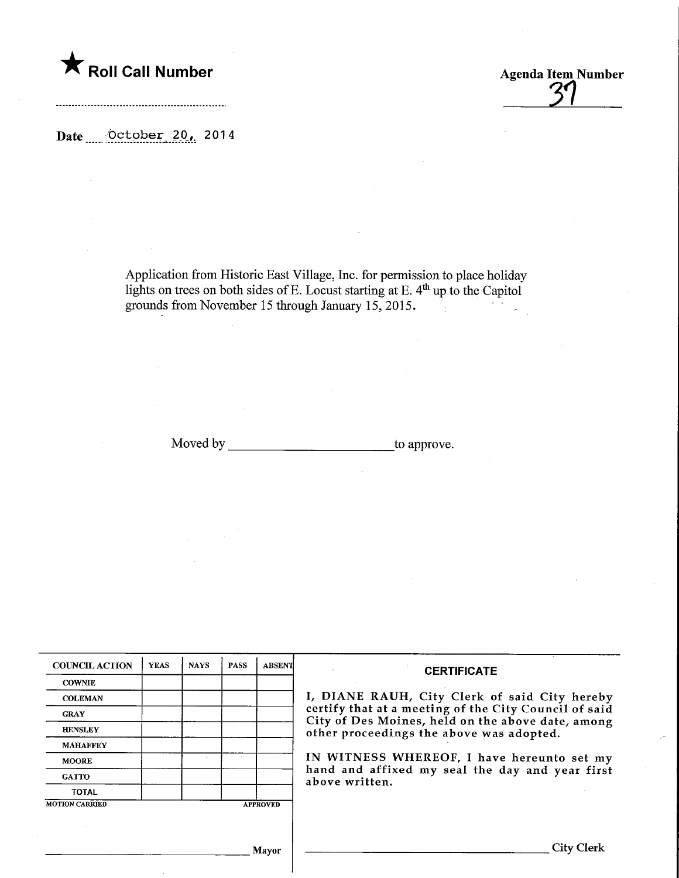★ **Roll Call Number**

**Agenda Item Number**
37

**Date** October 20, 2014

Application from Historic East Village, Inc. for permission to place holiday lights on trees on both sides of E. Locust starting at E. 4th up to the Capitol grounds from November 15 through January 15, 2015.

Moved by \_\_\_\_\_\_\_\_\_\_\_\_\_\_\_\_\_\_\_\_\_\_\_\_ to approve.

| COUNCIL ACTION | YEAS | NAYS | PASS | ABSENT |
|---|---|---|---|---|
| COWNIE | | | | |
| COLEMAN | | | | |
| GRAY | | | | |
| HENSLEY | | | | |
| MAHAFFEY | | | | |
| MOORE | | | | |
| GATTO | | | | |
| TOTAL | | | | |

MOTION CARRIED APPROVED

\_\_\_\_\_\_\_\_\_\_\_\_\_\_\_\_\_\_\_\_\_\_\_\_ Mayor

**CERTIFICATE**

I, DIANE RAUH, City Clerk of said City hereby certify that at a meeting of the City Council of said City of Des Moines, held on the above date, among other proceedings the above was adopted.

IN WITNESS WHEREOF, I have hereunto set my hand and affixed my seal the day and year first above written.

\_\_\_\_\_\_\_\_\_\_\_\_\_\_\_\_\_\_\_\_\_\_\_\_ City Clerk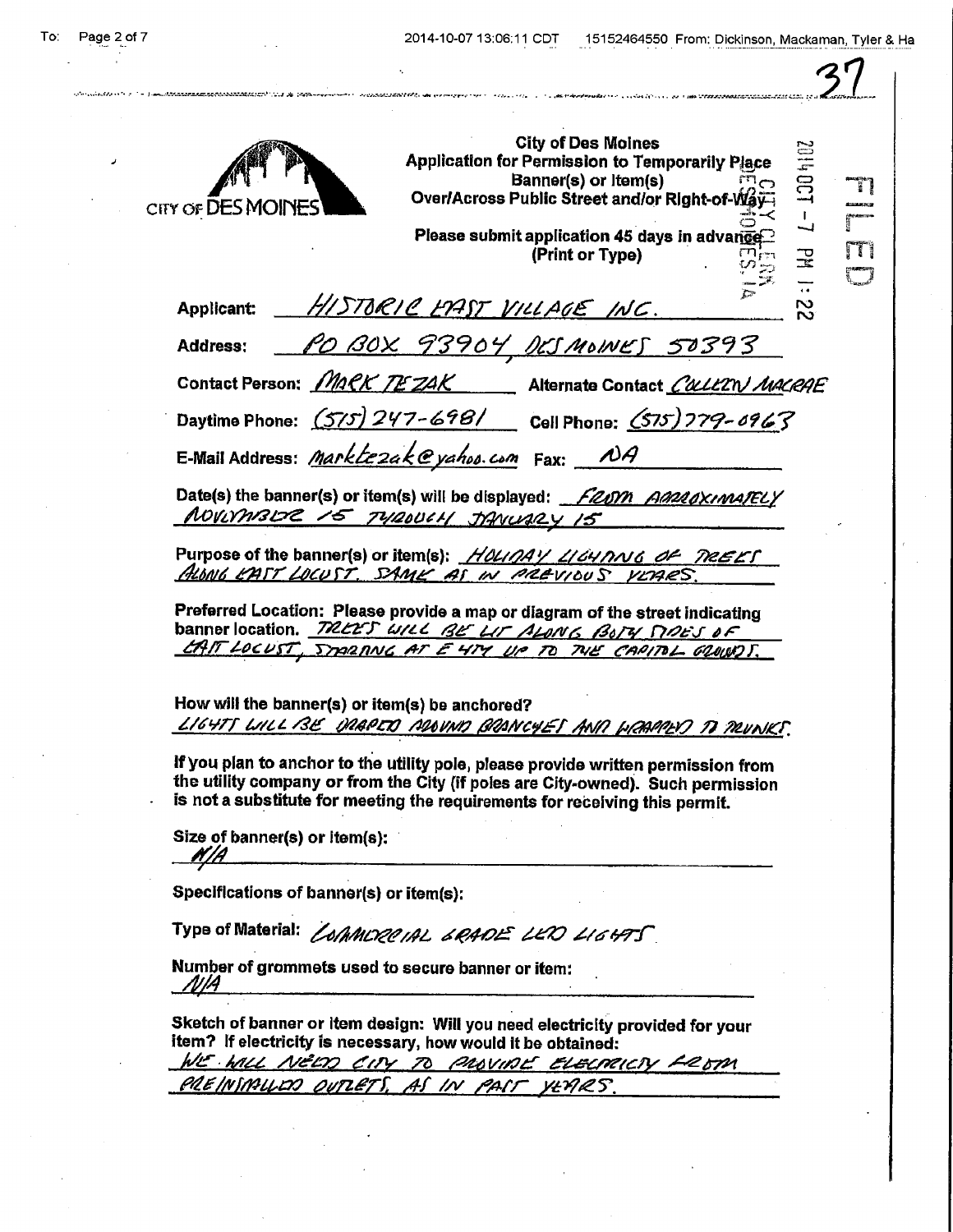37

CITY OF DES MOINES

**City of Des Moines**
**Application for Permission to Temporarily Place Banner(s) or Item(s) Over/Across Public Street and/or Right-of-Way**

**Please submit application 45 days in advance**
**(Print or Type)**

FILED 2014 OCT -7 PM 1:22 CITY CLERK DES MOINES, IA

**Applicant:** HISTORIC EAST VILLAGE INC.

**Address:** PO BOX 93904, DES MOINES 50393

**Contact Person:** MARK TEZAK **Alternate Contact** COLLEEN MACRAE

**Daytime Phone:** (515) 247-6981 **Cell Phone:** (515) 779-0963

**E-Mail Address:** marktezak@yahoo.com **Fax:** NA

**Date(s) the banner(s) or item(s) will be displayed:** FROM APPROXIMATELY NOVEMBER 15 THROUGH JANUARY 15

**Purpose of the banner(s) or item(s):** HOLIDAY LIGHTING OF TREES ALONG EAST LOCUST. SAME AS IN PREVIOUS YEARS.

**Preferred Location: Please provide a map or diagram of the street indicating banner location.** TREES WILL BE LIT ALONG BOTH SIDES OF EAST LOCUST, STARTING AT E 4TH UP TO THE CAPITOL GROUNDS.

**How will the banner(s) or item(s) be anchored?**
LIGHTS WILL BE DRAPED AROUND BRANCHES AND WRAPPED TO TRUNKS.

**If you plan to anchor to the utility pole, please provide written permission from the utility company or from the City (if poles are City-owned). Such permission is not a substitute for meeting the requirements for receiving this permit.**

**Size of banner(s) or item(s):**
N/A

**Specifications of banner(s) or item(s):**

**Type of Material:** COMMERCIAL GRADE LED LIGHTS

**Number of grommets used to secure banner or item:**
N/A

**Sketch of banner or item design: Will you need electricity provided for your item? If electricity is necessary, how would it be obtained:**
WE WILL NEED CITY TO PROVIDE ELECTRICITY FROM PREINSTALLED OUTLETS, AS IN PAST YEARS.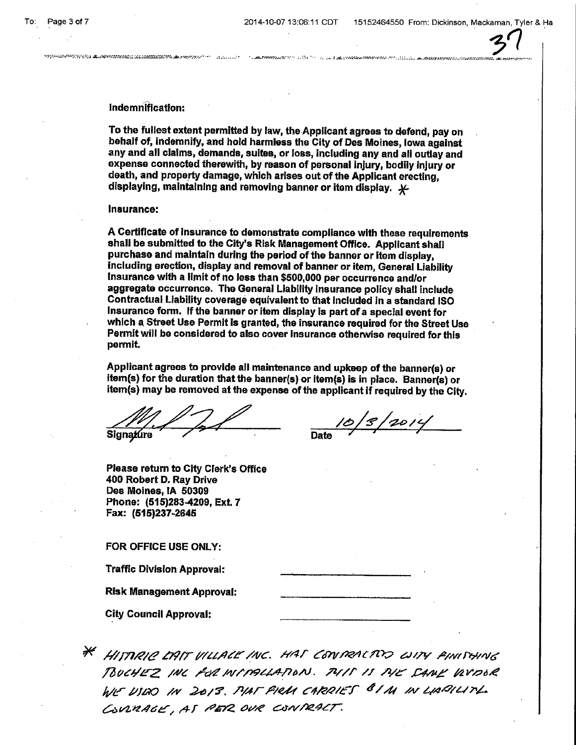**Indemnification:**

To the fullest extent permitted by law, the Applicant agrees to defend, pay on behalf of, indemnify, and hold harmless the City of Des Moines, Iowa against any and all claims, demands, suites, or loss, including any and all outlay and expense connected therewith, by reason of personal injury, bodily injury or death, and property damage, which arises out of the Applicant erecting, displaying, maintaining and removing banner or item display. *

**Insurance:**

A Certificate of Insurance to demonstrate compliance with these requirements shall be submitted to the City's Risk Management Office. Applicant shall purchase and maintain during the period of the banner or item display, including erection, display and removal of banner or item, General Liability Insurance with a limit of no less than $500,000 per occurrence and/or aggregate occurrence. The General Liability Insurance policy shall include Contractual Liability coverage equivalent to that included in a standard ISO Insurance form. If the banner or item display is part of a special event for which a Street Use Permit is granted, the insurance required for the Street Use Permit will be considered to also cover insurance otherwise required for this permit.

Applicant agrees to provide all maintenance and upkeep of the banner(s) or item(s) for the duration that the banner(s) or item(s) is in place. Banner(s) or item(s) may be removed at the expense of the applicant if required by the City.

Signature: [signature] Date: 10/3/2014

**Please return to City Clerk's Office**
**400 Robert D. Ray Drive**
**Des Moines, IA 50309**
**Phone: (515)283-4209, Ext. 7**
**Fax: (515)237-2645**

**FOR OFFICE USE ONLY:**

**Traffic Division Approval:** ____________________

**Risk Management Approval:** ____________________

**City Council Approval:** ____________________

* HISTORIC EAST VILLAGE INC. HAS CONTRACTED WITH FINISHING TOUCHES INC FOR INSTALLATION. THIS IS THE SAME VENDOR WE USED IN 2013. THAT FIRM CARRIES $1M IN LIABILITY COVERAGE, AS PER OUR CONTRACT.